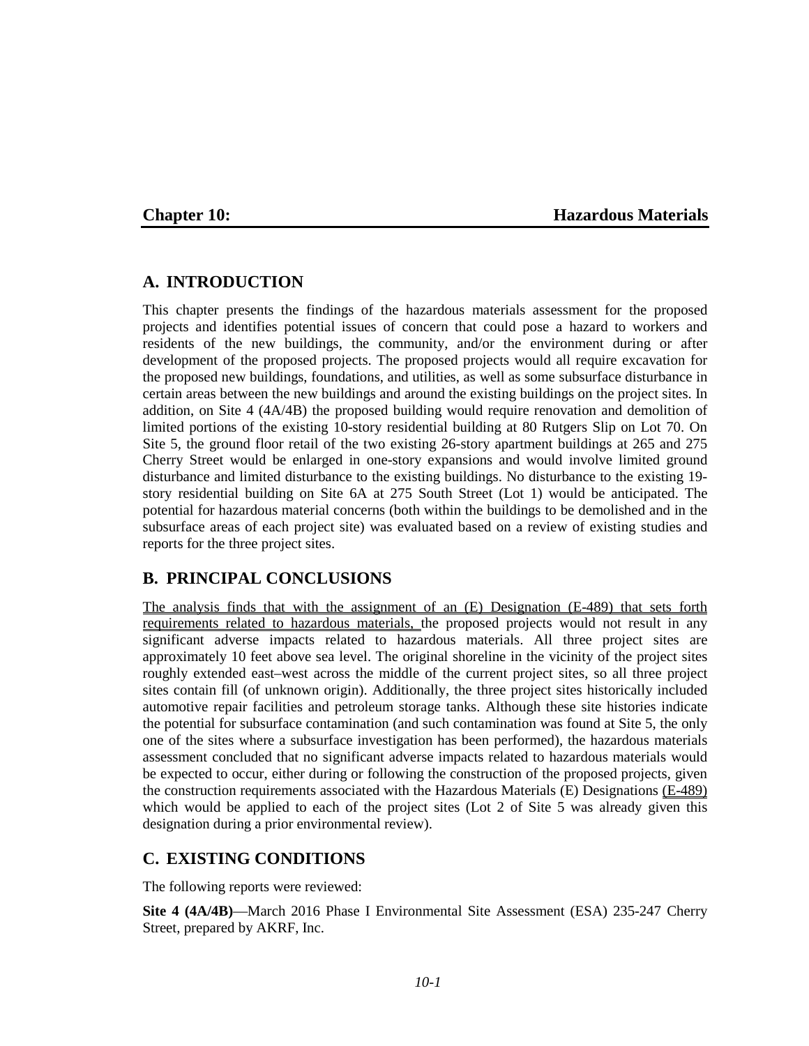# Chapter 10: Hazardous Materials

## A. INTRODUCTION

This chapter presents the findings of the hazardous materials assessment for the proposed projects and identifies potential issues of concern that could pose a hazard to workers and residents of the new buildings, the community, and/or the environment during or after development of the proposed projects. The proposed projects would all require excavation for the proposed new buildings, foundations, and utilities, as well as some subsurface disturbance in certain areas between the new buildings and around the existing buildings on the project sites. In addition, on Site 4 (4A/4B) the proposed building would require renovation and demolition of limited portions of the existing 10-story residential building at 80 Rutgers Slip on Lot 70. On Site 5, the ground floor retail of the two existing 26-story apartment buildings at 265 and 275 Cherry Street would be enlarged in one-story expansions and would involve limited ground disturbance and limited disturbance to the existing buildings. No disturbance to the existing 19-story residential building on Site 6A at 275 South Street (Lot 1) would be anticipated. The potential for hazardous material concerns (both within the buildings to be demolished and in the subsurface areas of each project site) was evaluated based on a review of existing studies and reports for the three project sites.

## B. PRINCIPAL CONCLUSIONS

The analysis finds that with the assignment of an (E) Designation (E-489) that sets forth requirements related to hazardous materials, the proposed projects would not result in any significant adverse impacts related to hazardous materials. All three project sites are approximately 10 feet above sea level. The original shoreline in the vicinity of the project sites roughly extended east–west across the middle of the current project sites, so all three project sites contain fill (of unknown origin). Additionally, the three project sites historically included automotive repair facilities and petroleum storage tanks. Although these site histories indicate the potential for subsurface contamination (and such contamination was found at Site 5, the only one of the sites where a subsurface investigation has been performed), the hazardous materials assessment concluded that no significant adverse impacts related to hazardous materials would be expected to occur, either during or following the construction of the proposed projects, given the construction requirements associated with the Hazardous Materials (E) Designations (E-489) which would be applied to each of the project sites (Lot 2 of Site 5 was already given this designation during a prior environmental review).

## C. EXISTING CONDITIONS

The following reports were reviewed:

**Site 4 (4A/4B)**—March 2016 Phase I Environmental Site Assessment (ESA) 235-247 Cherry Street, prepared by AKRF, Inc.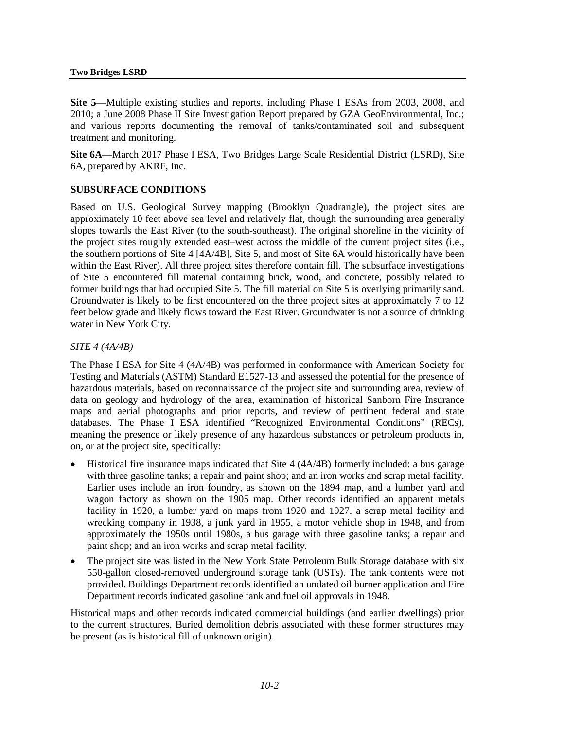**Site 5**—Multiple existing studies and reports, including Phase I ESAs from 2003, 2008, and 2010; a June 2008 Phase II Site Investigation Report prepared by GZA GeoEnvironmental, Inc.; and various reports documenting the removal of tanks/contaminated soil and subsequent treatment and monitoring.

**Site 6A**—March 2017 Phase I ESA, Two Bridges Large Scale Residential District (LSRD), Site 6A, prepared by AKRF, Inc.

## SUBSURFACE CONDITIONS

Based on U.S. Geological Survey mapping (Brooklyn Quadrangle), the project sites are approximately 10 feet above sea level and relatively flat, though the surrounding area generally slopes towards the East River (to the south-southeast). The original shoreline in the vicinity of the project sites roughly extended east–west across the middle of the current project sites (i.e., the southern portions of Site 4 [4A/4B], Site 5, and most of Site 6A would historically have been within the East River). All three project sites therefore contain fill. The subsurface investigations of Site 5 encountered fill material containing brick, wood, and concrete, possibly related to former buildings that had occupied Site 5. The fill material on Site 5 is overlying primarily sand. Groundwater is likely to be first encountered on the three project sites at approximately 7 to 12 feet below grade and likely flows toward the East River. Groundwater is not a source of drinking water in New York City.

### *SITE 4 (4A/4B)*

The Phase I ESA for Site 4 (4A/4B) was performed in conformance with American Society for Testing and Materials (ASTM) Standard E1527-13 and assessed the potential for the presence of hazardous materials, based on reconnaissance of the project site and surrounding area, review of data on geology and hydrology of the area, examination of historical Sanborn Fire Insurance maps and aerial photographs and prior reports, and review of pertinent federal and state databases. The Phase I ESA identified "Recognized Environmental Conditions" (RECs), meaning the presence or likely presence of any hazardous substances or petroleum products in, on, or at the project site, specifically:

- Historical fire insurance maps indicated that Site 4 (4A/4B) formerly included: a bus garage with three gasoline tanks; a repair and paint shop; and an iron works and scrap metal facility. Earlier uses include an iron foundry, as shown on the 1894 map, and a lumber yard and wagon factory as shown on the 1905 map. Other records identified an apparent metals facility in 1920, a lumber yard on maps from 1920 and 1927, a scrap metal facility and wrecking company in 1938, a junk yard in 1955, a motor vehicle shop in 1948, and from approximately the 1950s until 1980s, a bus garage with three gasoline tanks; a repair and paint shop; and an iron works and scrap metal facility.
- The project site was listed in the New York State Petroleum Bulk Storage database with six 550-gallon closed-removed underground storage tank (USTs). The tank contents were not provided. Buildings Department records identified an undated oil burner application and Fire Department records indicated gasoline tank and fuel oil approvals in 1948.

Historical maps and other records indicated commercial buildings (and earlier dwellings) prior to the current structures. Buried demolition debris associated with these former structures may be present (as is historical fill of unknown origin).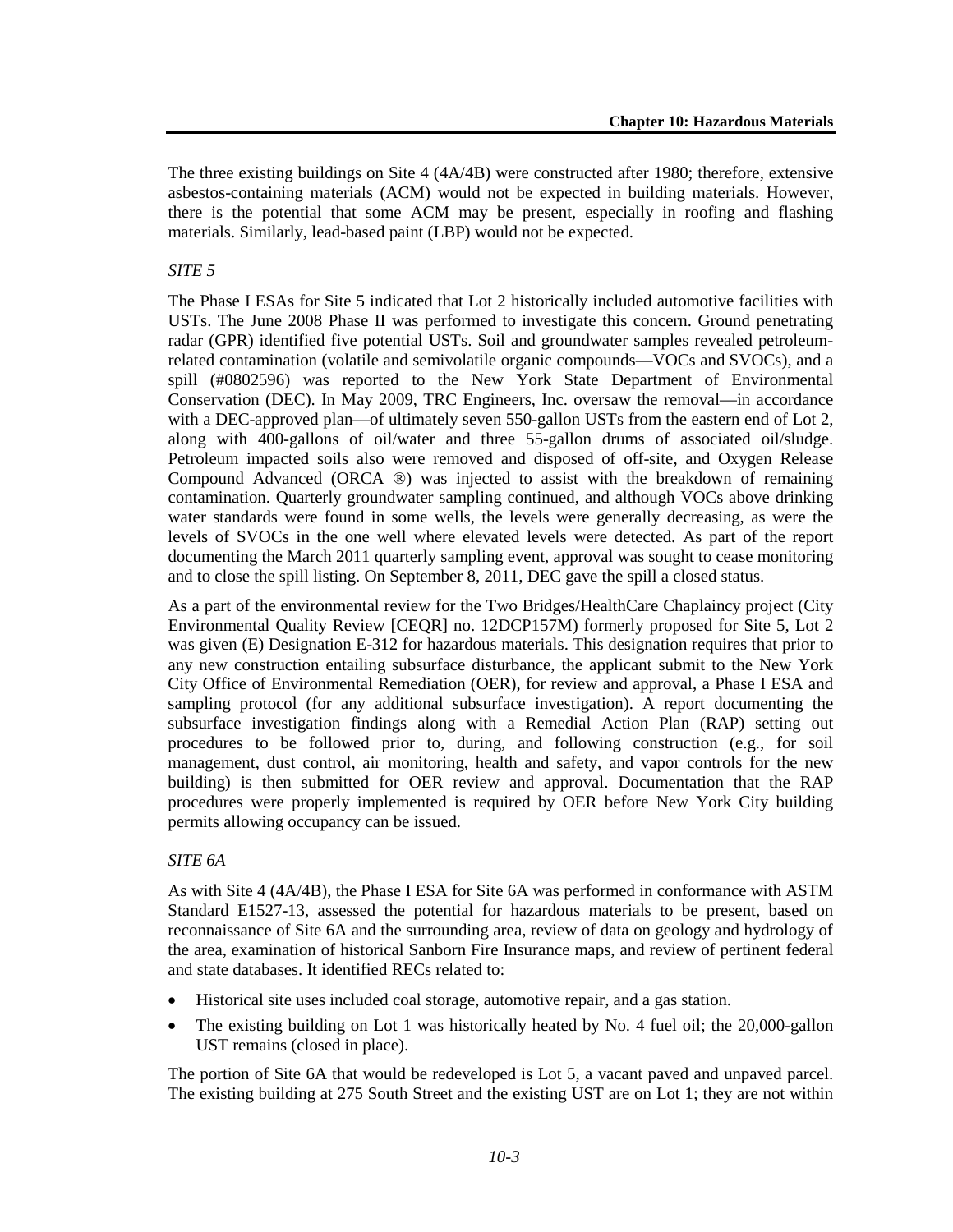The three existing buildings on Site 4 (4A/4B) were constructed after 1980; therefore, extensive asbestos-containing materials (ACM) would not be expected in building materials. However, there is the potential that some ACM may be present, especially in roofing and flashing materials. Similarly, lead-based paint (LBP) would not be expected.

*SITE 5*

The Phase I ESAs for Site 5 indicated that Lot 2 historically included automotive facilities with USTs. The June 2008 Phase II was performed to investigate this concern. Ground penetrating radar (GPR) identified five potential USTs. Soil and groundwater samples revealed petroleum-related contamination (volatile and semivolatile organic compounds—VOCs and SVOCs), and a spill (#0802596) was reported to the New York State Department of Environmental Conservation (DEC). In May 2009, TRC Engineers, Inc. oversaw the removal—in accordance with a DEC-approved plan—of ultimately seven 550-gallon USTs from the eastern end of Lot 2, along with 400-gallons of oil/water and three 55-gallon drums of associated oil/sludge. Petroleum impacted soils also were removed and disposed of off-site, and Oxygen Release Compound Advanced (ORCA ®) was injected to assist with the breakdown of remaining contamination. Quarterly groundwater sampling continued, and although VOCs above drinking water standards were found in some wells, the levels were generally decreasing, as were the levels of SVOCs in the one well where elevated levels were detected. As part of the report documenting the March 2011 quarterly sampling event, approval was sought to cease monitoring and to close the spill listing. On September 8, 2011, DEC gave the spill a closed status.

As a part of the environmental review for the Two Bridges/HealthCare Chaplaincy project (City Environmental Quality Review [CEQR] no. 12DCP157M) formerly proposed for Site 5, Lot 2 was given (E) Designation E-312 for hazardous materials. This designation requires that prior to any new construction entailing subsurface disturbance, the applicant submit to the New York City Office of Environmental Remediation (OER), for review and approval, a Phase I ESA and sampling protocol (for any additional subsurface investigation). A report documenting the subsurface investigation findings along with a Remedial Action Plan (RAP) setting out procedures to be followed prior to, during, and following construction (e.g., for soil management, dust control, air monitoring, health and safety, and vapor controls for the new building) is then submitted for OER review and approval. Documentation that the RAP procedures were properly implemented is required by OER before New York City building permits allowing occupancy can be issued.

*SITE 6A*

As with Site 4 (4A/4B), the Phase I ESA for Site 6A was performed in conformance with ASTM Standard E1527-13, assessed the potential for hazardous materials to be present, based on reconnaissance of Site 6A and the surrounding area, review of data on geology and hydrology of the area, examination of historical Sanborn Fire Insurance maps, and review of pertinent federal and state databases. It identified RECs related to:

- Historical site uses included coal storage, automotive repair, and a gas station.
- The existing building on Lot 1 was historically heated by No. 4 fuel oil; the 20,000-gallon UST remains (closed in place).

The portion of Site 6A that would be redeveloped is Lot 5, a vacant paved and unpaved parcel. The existing building at 275 South Street and the existing UST are on Lot 1; they are not within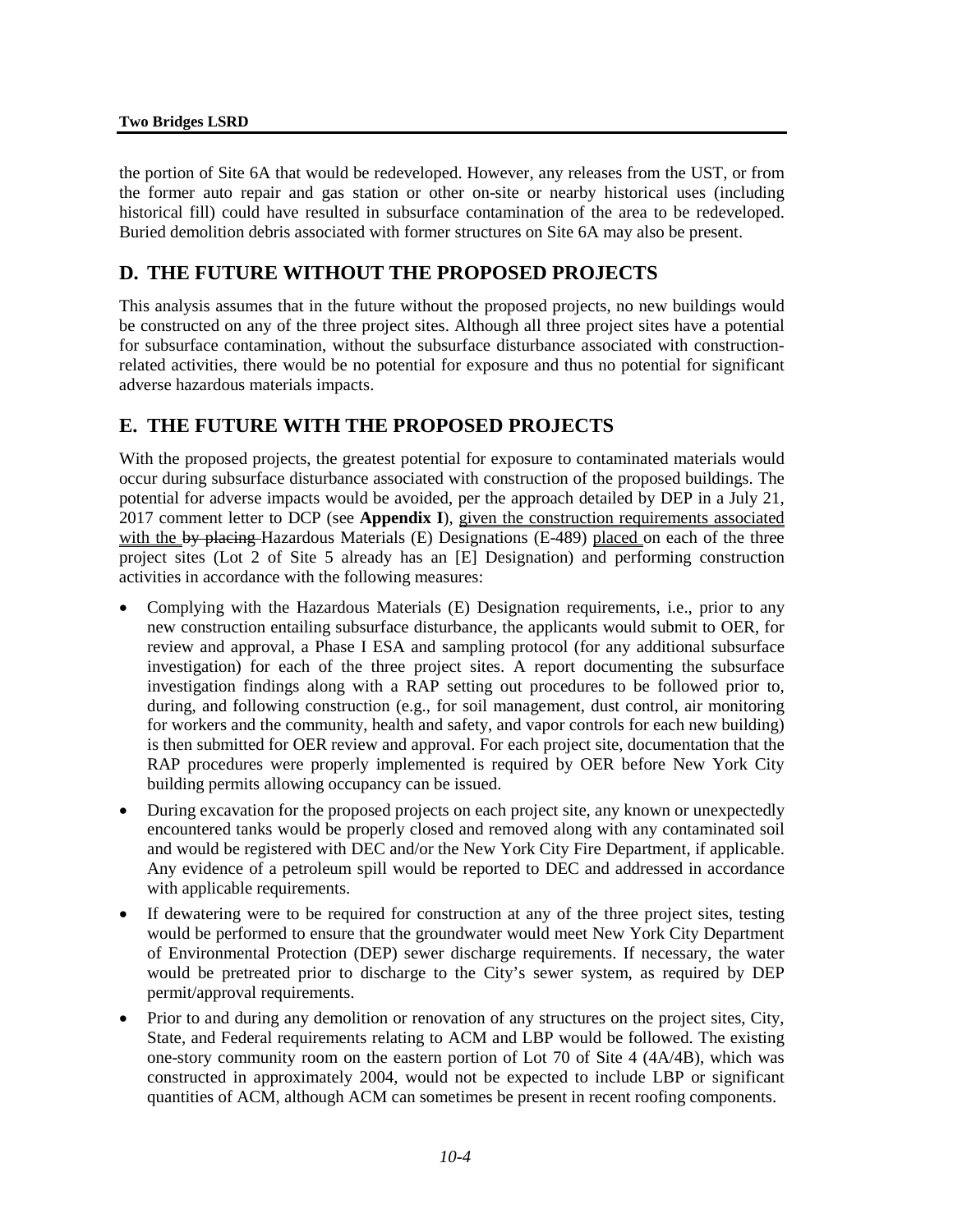the portion of Site 6A that would be redeveloped. However, any releases from the UST, or from the former auto repair and gas station or other on-site or nearby historical uses (including historical fill) could have resulted in subsurface contamination of the area to be redeveloped. Buried demolition debris associated with former structures on Site 6A may also be present.

## D. THE FUTURE WITHOUT THE PROPOSED PROJECTS

This analysis assumes that in the future without the proposed projects, no new buildings would be constructed on any of the three project sites. Although all three project sites have a potential for subsurface contamination, without the subsurface disturbance associated with construction-related activities, there would be no potential for exposure and thus no potential for significant adverse hazardous materials impacts.

## E. THE FUTURE WITH THE PROPOSED PROJECTS

With the proposed projects, the greatest potential for exposure to contaminated materials would occur during subsurface disturbance associated with construction of the proposed buildings. The potential for adverse impacts would be avoided, per the approach detailed by DEP in a July 21, 2017 comment letter to DCP (see **Appendix I**), <u>given the construction requirements associated with the</u> ~~by placing~~ Hazardous Materials (E) Designations (E-489) <u>placed</u> on each of the three project sites (Lot 2 of Site 5 already has an [E] Designation) and performing construction activities in accordance with the following measures:

- Complying with the Hazardous Materials (E) Designation requirements, i.e., prior to any new construction entailing subsurface disturbance, the applicants would submit to OER, for review and approval, a Phase I ESA and sampling protocol (for any additional subsurface investigation) for each of the three project sites. A report documenting the subsurface investigation findings along with a RAP setting out procedures to be followed prior to, during, and following construction (e.g., for soil management, dust control, air monitoring for workers and the community, health and safety, and vapor controls for each new building) is then submitted for OER review and approval. For each project site, documentation that the RAP procedures were properly implemented is required by OER before New York City building permits allowing occupancy can be issued.
- During excavation for the proposed projects on each project site, any known or unexpectedly encountered tanks would be properly closed and removed along with any contaminated soil and would be registered with DEC and/or the New York City Fire Department, if applicable. Any evidence of a petroleum spill would be reported to DEC and addressed in accordance with applicable requirements.
- If dewatering were to be required for construction at any of the three project sites, testing would be performed to ensure that the groundwater would meet New York City Department of Environmental Protection (DEP) sewer discharge requirements. If necessary, the water would be pretreated prior to discharge to the City's sewer system, as required by DEP permit/approval requirements.
- Prior to and during any demolition or renovation of any structures on the project sites, City, State, and Federal requirements relating to ACM and LBP would be followed. The existing one-story community room on the eastern portion of Lot 70 of Site 4 (4A/4B), which was constructed in approximately 2004, would not be expected to include LBP or significant quantities of ACM, although ACM can sometimes be present in recent roofing components.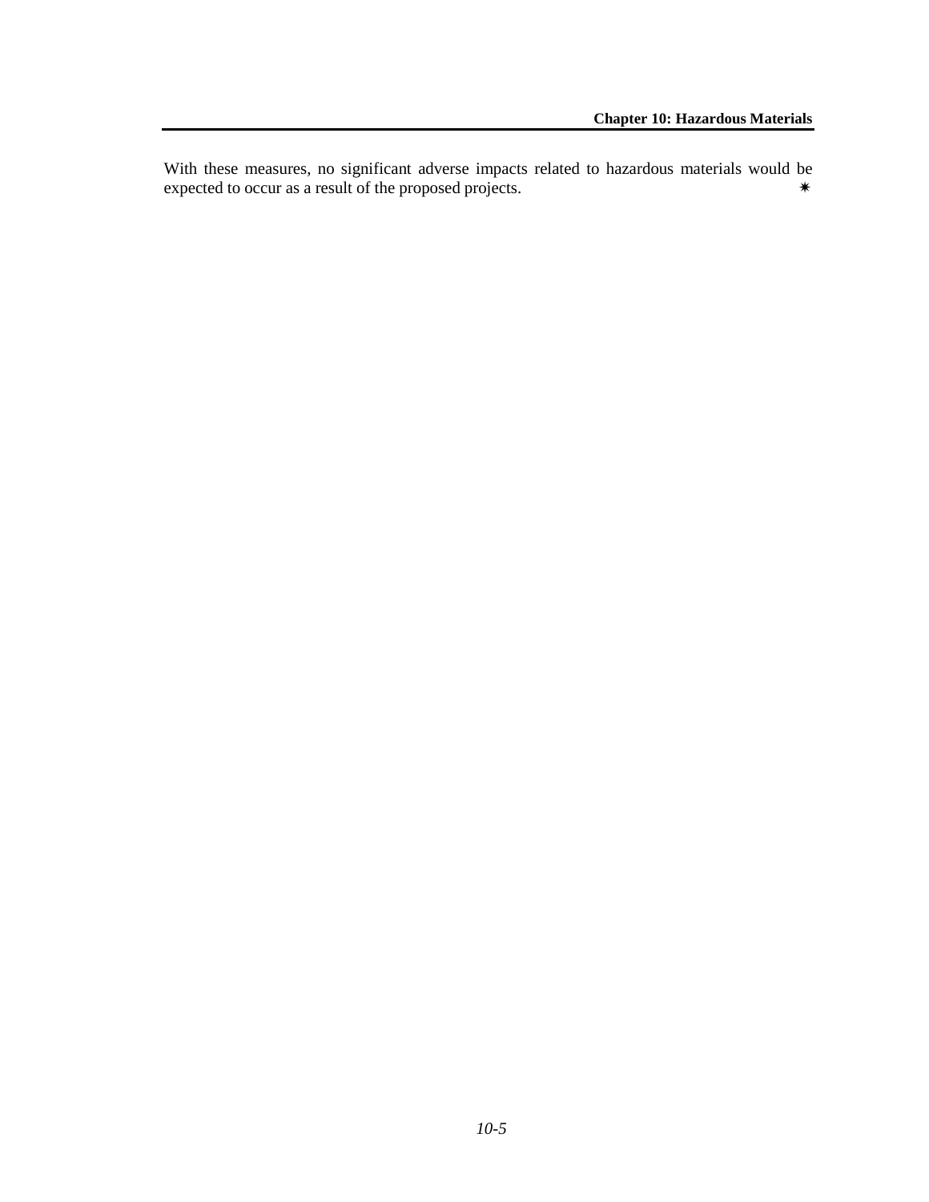With these measures, no significant adverse impacts related to hazardous materials would be expected to occur as a result of the proposed projects. ✷